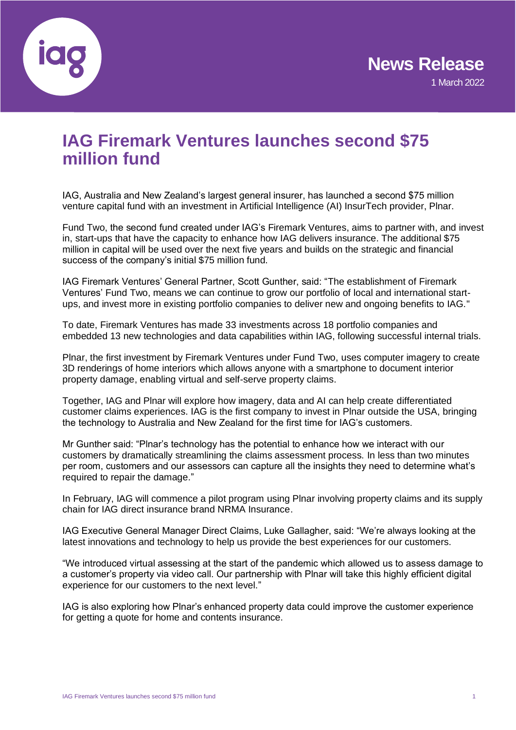News Release

1 March 2022

# IAG Firemark Ventures launches second $75 million fund

IAG, Australia and New Zealand's largest general insurer, has launched a second $75 million venture capital fund with an investment in Artificial Intelligence (AI) InsurTech provider, Plnar.

Fund Two, the second fund created under IAG's Firemark Ventures, aims to partner with, and invest in, start-ups that have the capacity to enhance how IAG delivers insurance. The additional $75 million in capital will be used over the next five years and builds on the strategic and financial success of the company's initial $75 million fund.

IAG Firemark Ventures' General Partner, Scott Gunther, said: "The establishment of Firemark Ventures' Fund Two, means we can continue to grow our portfolio of local and international start-ups, and invest more in existing portfolio companies to deliver new and ongoing benefits to IAG."

To date, Firemark Ventures has made 33 investments across 18 portfolio companies and embedded 13 new technologies and data capabilities within IAG, following successful internal trials.

Plnar, the first investment by Firemark Ventures under Fund Two, uses computer imagery to create 3D renderings of home interiors which allows anyone with a smartphone to document interior property damage, enabling virtual and self-serve property claims.

Together, IAG and Plnar will explore how imagery, data and AI can help create differentiated customer claims experiences. IAG is the first company to invest in Plnar outside the USA, bringing the technology to Australia and New Zealand for the first time for IAG's customers.

Mr Gunther said: "Plnar's technology has the potential to enhance how we interact with our customers by dramatically streamlining the claims assessment process. In less than two minutes per room, customers and our assessors can capture all the insights they need to determine what's required to repair the damage."

In February, IAG will commence a pilot program using Plnar involving property claims and its supply chain for IAG direct insurance brand NRMA Insurance.

IAG Executive General Manager Direct Claims, Luke Gallagher, said: "We're always looking at the latest innovations and technology to help us provide the best experiences for our customers.

"We introduced virtual assessing at the start of the pandemic which allowed us to assess damage to a customer's property via video call. Our partnership with Plnar will take this highly efficient digital experience for our customers to the next level."

IAG is also exploring how Plnar's enhanced property data could improve the customer experience for getting a quote for home and contents insurance.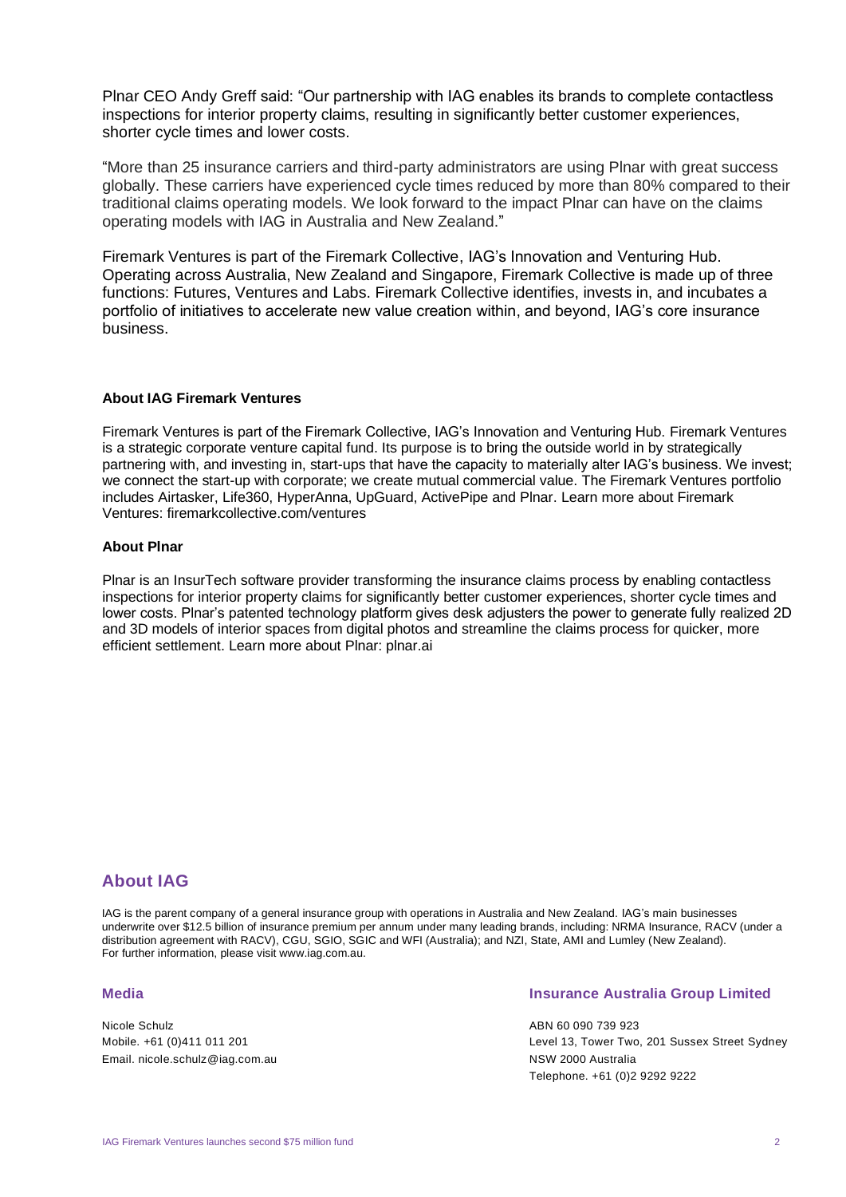Plnar CEO Andy Greff said: "Our partnership with IAG enables its brands to complete contactless inspections for interior property claims, resulting in significantly better customer experiences, shorter cycle times and lower costs.

"More than 25 insurance carriers and third-party administrators are using Plnar with great success globally. These carriers have experienced cycle times reduced by more than 80% compared to their traditional claims operating models. We look forward to the impact Plnar can have on the claims operating models with IAG in Australia and New Zealand."

Firemark Ventures is part of the Firemark Collective, IAG's Innovation and Venturing Hub. Operating across Australia, New Zealand and Singapore, Firemark Collective is made up of three functions: Futures, Ventures and Labs. Firemark Collective identifies, invests in, and incubates a portfolio of initiatives to accelerate new value creation within, and beyond, IAG's core insurance business.

**About IAG Firemark Ventures**

Firemark Ventures is part of the Firemark Collective, IAG's Innovation and Venturing Hub. Firemark Ventures is a strategic corporate venture capital fund. Its purpose is to bring the outside world in by strategically partnering with, and investing in, start-ups that have the capacity to materially alter IAG's business. We invest; we connect the start-up with corporate; we create mutual commercial value. The Firemark Ventures portfolio includes Airtasker, Life360, HyperAnna, UpGuard, ActivePipe and Plnar. Learn more about Firemark Ventures: firemarkcollective.com/ventures

**About Plnar**

Plnar is an InsurTech software provider transforming the insurance claims process by enabling contactless inspections for interior property claims for significantly better customer experiences, shorter cycle times and lower costs. Plnar's patented technology platform gives desk adjusters the power to generate fully realized 2D and 3D models of interior spaces from digital photos and streamline the claims process for quicker, more efficient settlement. Learn more about Plnar: plnar.ai

## About IAG

IAG is the parent company of a general insurance group with operations in Australia and New Zealand. IAG's main businesses underwrite over $12.5 billion of insurance premium per annum under many leading brands, including: NRMA Insurance, RACV (under a distribution agreement with RACV), CGU, SGIO, SGIC and WFI (Australia); and NZI, State, AMI and Lumley (New Zealand). For further information, please visit www.iag.com.au.

### Media

Nicole Schulz
Mobile. +61 (0)411 011 201
Email. nicole.schulz@iag.com.au

### Insurance Australia Group Limited

ABN 60 090 739 923
Level 13, Tower Two, 201 Sussex Street Sydney
NSW 2000 Australia
Telephone. +61 (0)2 9292 9222